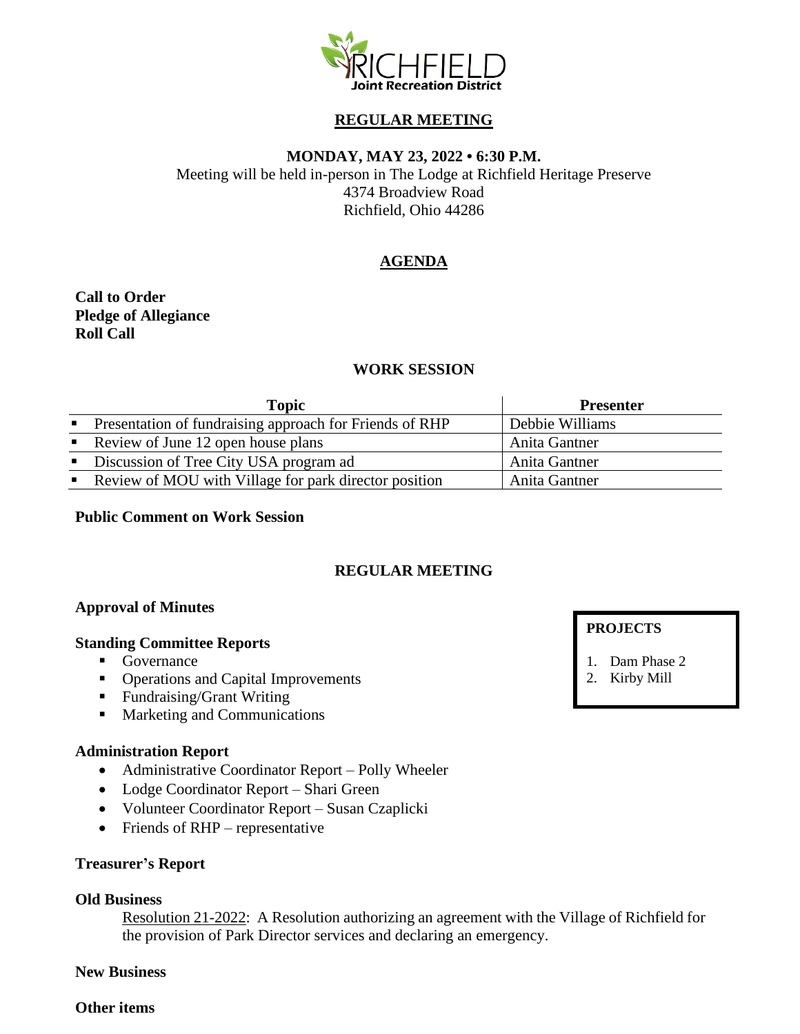RICHFIELD
Joint Recreation District

# REGULAR MEETING

**MONDAY, MAY 23, 2022 • 6:30 P.M.**

Meeting will be held in-person in The Lodge at Richfield Heritage Preserve
4374 Broadview Road
Richfield, Ohio 44286

## AGENDA

**Call to Order**
**Pledge of Allegiance**
**Roll Call**

### WORK SESSION

| Topic | Presenter |
|---|---|
| ▪ Presentation of fundraising approach for Friends of RHP | Debbie Williams |
| ▪ Review of June 12 open house plans | Anita Gantner |
| ▪ Discussion of Tree City USA program ad | Anita Gantner |
| ▪ Review of MOU with Village for park director position | Anita Gantner |

**Public Comment on Work Session**

### REGULAR MEETING

**Approval of Minutes**

**Standing Committee Reports**

- Governance
- Operations and Capital Improvements
- Fundraising/Grant Writing
- Marketing and Communications

**PROJECTS**

1. Dam Phase 2
2. Kirby Mill

**Administration Report**

- Administrative Coordinator Report – Polly Wheeler
- Lodge Coordinator Report – Shari Green
- Volunteer Coordinator Report – Susan Czaplicki
- Friends of RHP – representative

**Treasurer's Report**

**Old Business**

Resolution 21-2022: A Resolution authorizing an agreement with the Village of Richfield for the provision of Park Director services and declaring an emergency.

**New Business**

**Other items**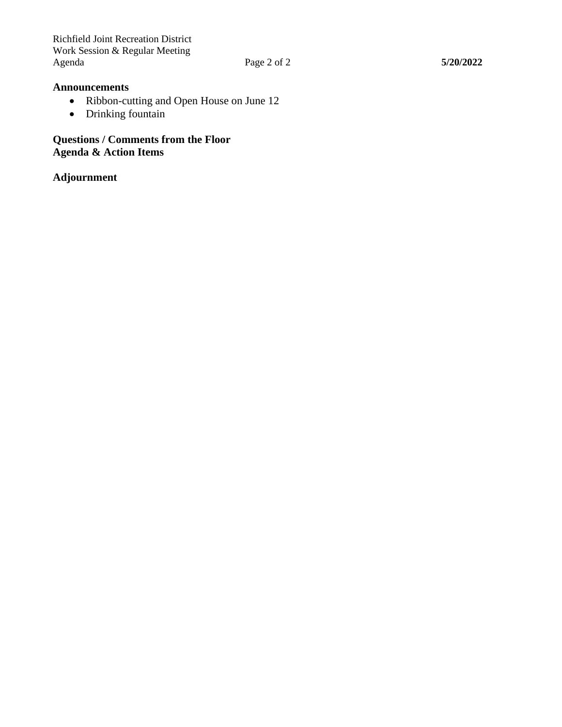## Announcements

- Ribbon-cutting and Open House on June 12
- Drinking fountain

## Questions / Comments from the Floor

## Agenda & Action Items

## Adjournment